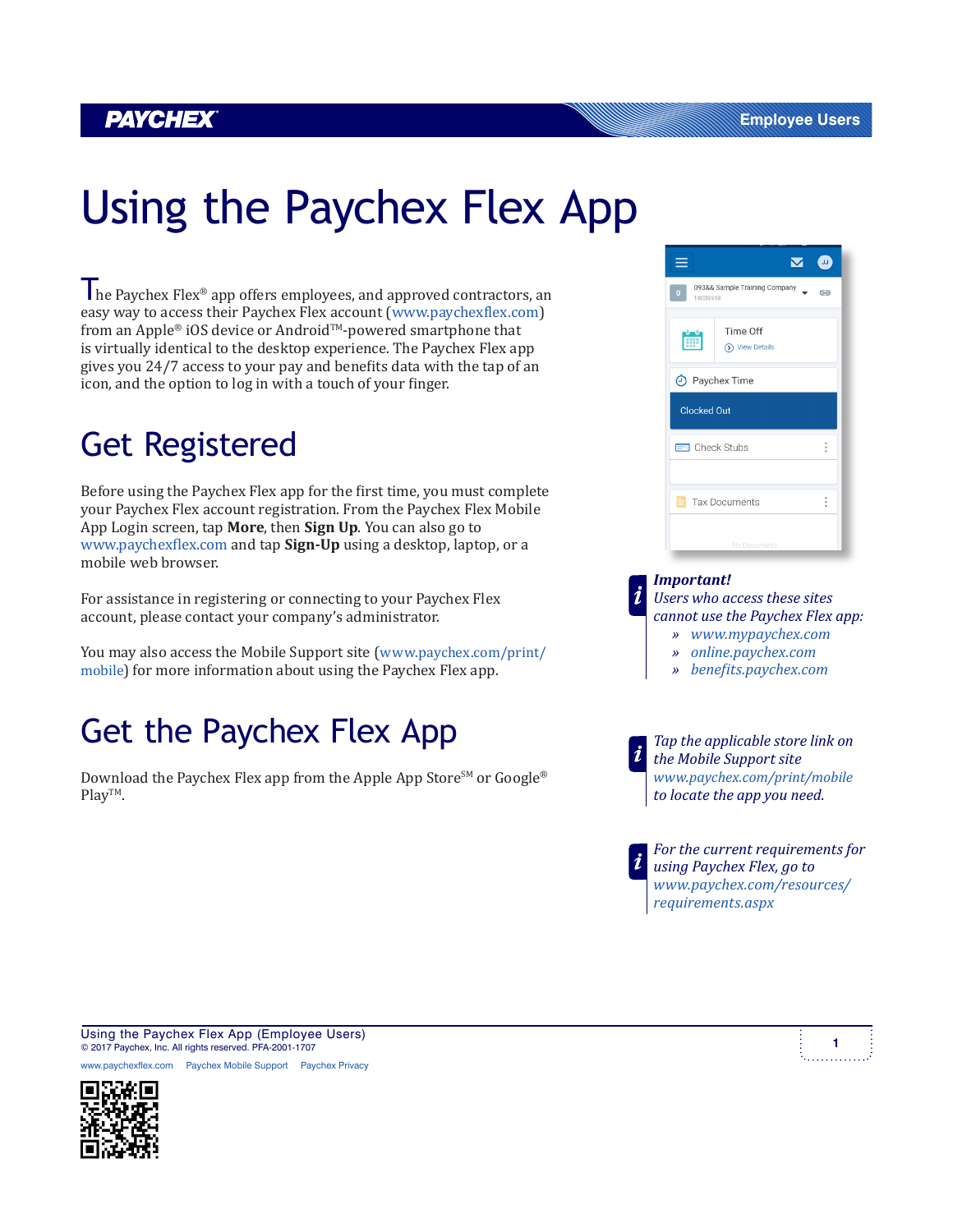# Using the Paychex Flex App

The Paychex Flex® app offers employees, and approved contractors, an easy way to access their Paychex Flex account (www.paychexflex.com) from an Apple® iOS device or Android™-powered smartphone that is virtually identical to the desktop experience. The Paychex Flex app gives you 24/7 access to your pay and benefits data with the tap of an icon, and the option to log in with a touch of your finger.

## Get Registered

Before using the Paychex Flex app for the first time, you must complete your Paychex Flex account registration. From the Paychex Flex Mobile App Login screen, tap **More**, then **Sign Up**. You can also go to www.paychexflex.com and tap **Sign-Up** using a desktop, laptop, or a mobile web browser.

For assistance in registering or connecting to your Paychex Flex account, please contact your company's administrator.

You may also access the Mobile Support site (www.paychex.com/print/mobile) for more information about using the Paychex Flex app.

## Get the Paychex Flex App

Download the Paychex Flex app from the Apple App Store℠ or Google® Play™.

***Important!***
*Users who access these sites cannot use the Paychex Flex app:*

- *www.mypaychex.com*
- *online.paychex.com*
- *benefits.paychex.com*

*Tap the applicable store link on the Mobile Support site www.paychex.com/print/mobile to locate the app you need.*

*For the current requirements for using Paychex Flex, go to www.paychex.com/resources/requirements.aspx*

Using the Paychex Flex App (Employee Users)
© 2017 Paychex, Inc. All rights reserved. PFA-2001-1707

www.paychexflex.com Paychex Mobile Support Paychex Privacy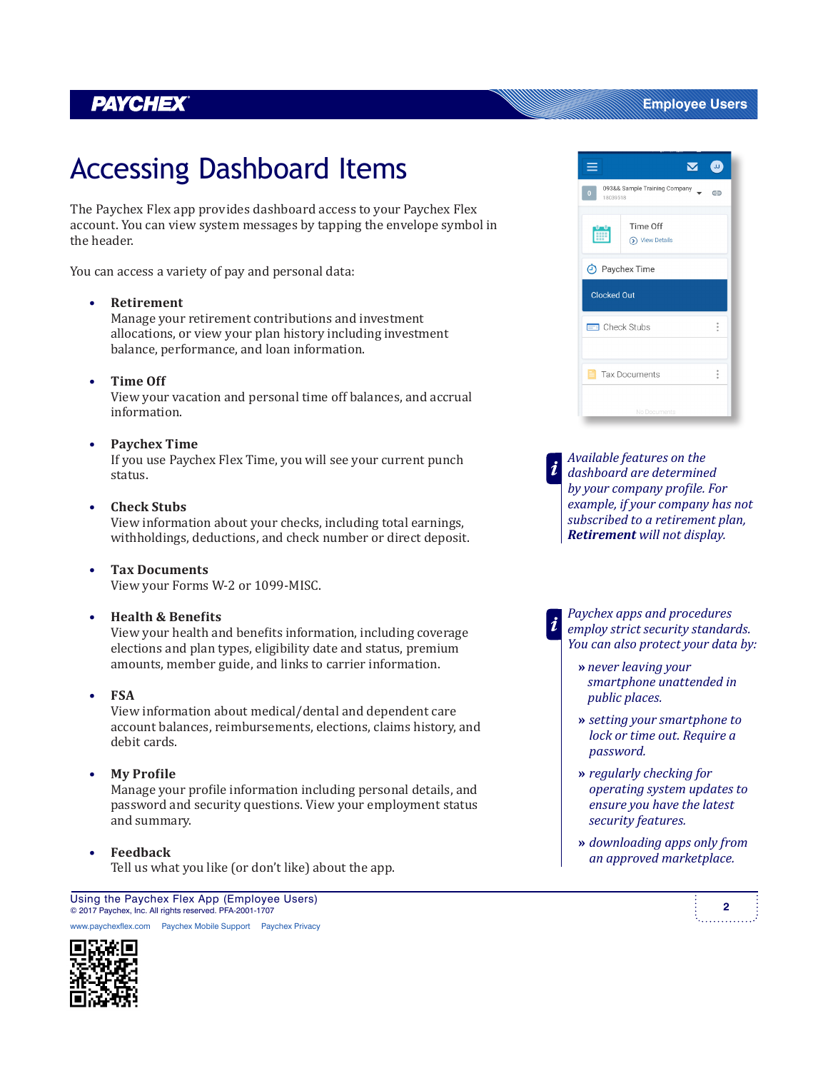# Accessing Dashboard Items

The Paychex Flex app provides dashboard access to your Paychex Flex account. You can view system messages by tapping the envelope symbol in the header.

You can access a variety of pay and personal data:

- **Retirement**
  Manage your retirement contributions and investment allocations, or view your plan history including investment balance, performance, and loan information.

- **Time Off**
  View your vacation and personal time off balances, and accrual information.

- **Paychex Time**
  If you use Paychex Flex Time, you will see your current punch status.

- **Check Stubs**
  View information about your checks, including total earnings, withholdings, deductions, and check number or direct deposit.

- **Tax Documents**
  View your Forms W-2 or 1099-MISC.

- **Health & Benefits**
  View your health and benefits information, including coverage elections and plan types, eligibility date and status, premium amounts, member guide, and links to carrier information.

- **FSA**
  View information about medical/dental and dependent care account balances, reimbursements, elections, claims history, and debit cards.

- **My Profile**
  Manage your profile information including personal details, and password and security questions. View your employment status and summary.

- **Feedback**
  Tell us what you like (or don't like) about the app.

*Available features on the dashboard are determined by your company profile. For example, if your company has not subscribed to a retirement plan,* ***Retirement*** *will not display.*

*Paychex apps and procedures employ strict security standards. You can also protect your data by:*

- *never leaving your smartphone unattended in public places.*
- *setting your smartphone to lock or time out. Require a password.*
- *regularly checking for operating system updates to ensure you have the latest security features.*
- *downloading apps only from an approved marketplace.*

Using the Paychex Flex App (Employee Users)
© 2017 Paychex, Inc. All rights reserved. PFA-2001-1707

www.paychexflex.com Paychex Mobile Support Paychex Privacy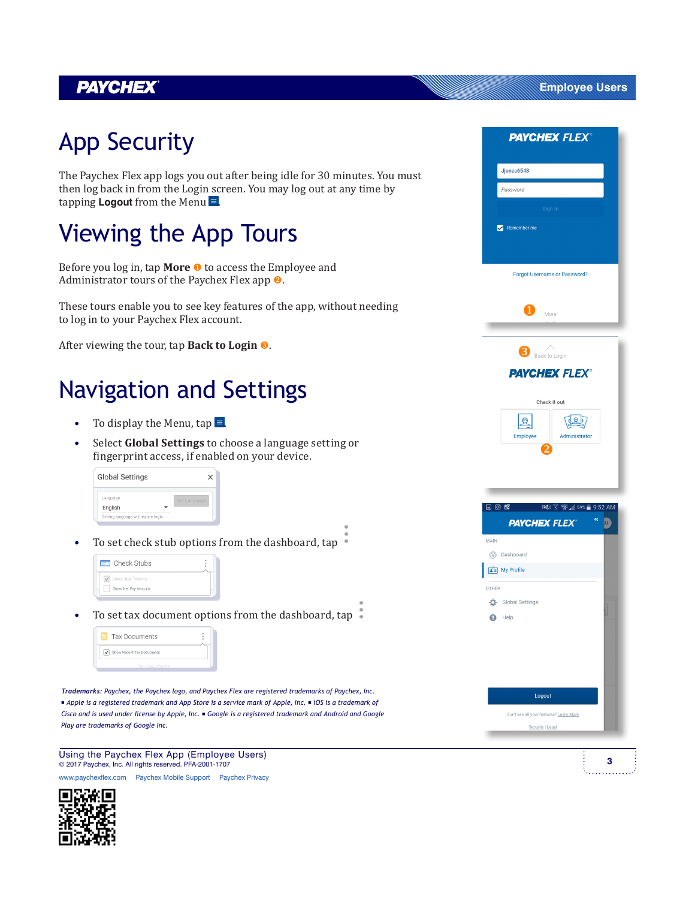# App Security

The Paychex Flex app logs you out after being idle for 30 minutes. You must then log back in from the Login screen. You may log out at any time by tapping **Logout** from the Menu.

# Viewing the App Tours

Before you log in, tap **More** ❶ to access the Employee and Administrator tours of the Paychex Flex app ❷.

These tours enable you to see key features of the app, without needing to log in to your Paychex Flex account.

After viewing the tour, tap **Back to Login** ❸.

# Navigation and Settings

- To display the Menu, tap.
- Select **Global Settings** to choose a language setting or fingerprint access, if enabled on your device.
- To set check stub options from the dashboard, tap
- To set tax document options from the dashboard, tap

***Trademarks:*** *Paychex, the Paychex logo, and Paychex Flex are registered trademarks of Paychex, Inc. ▪ Apple is a registered trademark and App Store is a service mark of Apple, Inc. ▪ iOS is a trademark of Cisco and is used under license by Apple, Inc. ▪ Google is a registered trademark and Android and Google Play are trademarks of Google Inc.*

Using the Paychex Flex App (Employee Users)
© 2017 Paychex, Inc. All rights reserved. PFA-2001-1707

www.paychexflex.com Paychex Mobile Support Paychex Privacy